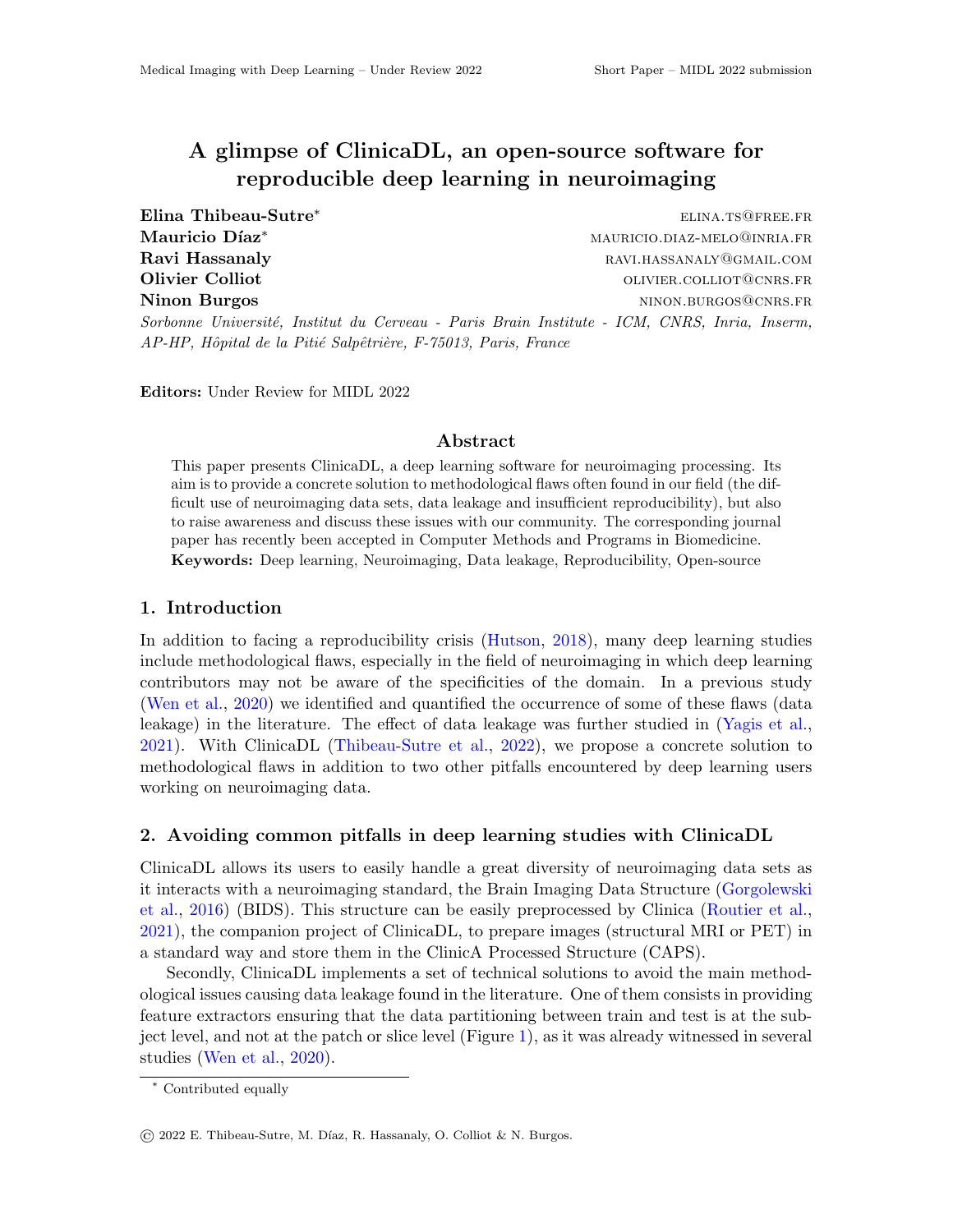# A glimpse of ClinicaDL, an open-source software for reproducible deep learning in neuroimaging

**Elina Thibeau-Sutre*** elina.ts@free.fr
**Mauricio Díaz*** mauricio.diaz-melo@inria.fr
**Ravi Hassanaly** ravi.hassanaly@gmail.com
**Olivier Colliot** olivier.colliot@cnrs.fr
**Ninon Burgos** ninon.burgos@cnrs.fr

*Sorbonne Université, Institut du Cerveau - Paris Brain Institute - ICM, CNRS, Inria, Inserm, AP-HP, Hôpital de la Pitié Salpêtrière, F-75013, Paris, France*

**Editors:** Under Review for MIDL 2022

## Abstract

This paper presents ClinicaDL, a deep learning software for neuroimaging processing. Its aim is to provide a concrete solution to methodological flaws often found in our field (the difficult use of neuroimaging data sets, data leakage and insufficient reproducibility), but also to raise awareness and discuss these issues with our community. The corresponding journal paper has recently been accepted in Computer Methods and Programs in Biomedicine.

**Keywords:** Deep learning, Neuroimaging, Data leakage, Reproducibility, Open-source

## 1. Introduction

In addition to facing a reproducibility crisis (Hutson, 2018), many deep learning studies include methodological flaws, especially in the field of neuroimaging in which deep learning contributors may not be aware of the specificities of the domain. In a previous study (Wen et al., 2020) we identified and quantified the occurrence of some of these flaws (data leakage) in the literature. The effect of data leakage was further studied in (Yagis et al., 2021). With ClinicaDL (Thibeau-Sutre et al., 2022), we propose a concrete solution to methodological flaws in addition to two other pitfalls encountered by deep learning users working on neuroimaging data.

## 2. Avoiding common pitfalls in deep learning studies with ClinicaDL

ClinicaDL allows its users to easily handle a great diversity of neuroimaging data sets as it interacts with a neuroimaging standard, the Brain Imaging Data Structure (Gorgolewski et al., 2016) (BIDS). This structure can be easily preprocessed by Clinica (Routier et al., 2021), the companion project of ClinicaDL, to prepare images (structural MRI or PET) in a standard way and store them in the ClinicA Processed Structure (CAPS).

Secondly, ClinicaDL implements a set of technical solutions to avoid the main methodological issues causing data leakage found in the literature. One of them consists in providing feature extractors ensuring that the data partitioning between train and test is at the subject level, and not at the patch or slice level (Figure 1), as it was already witnessed in several studies (Wen et al., 2020).

* Contributed equally

© 2022 E. Thibeau-Sutre, M. Díaz, R. Hassanaly, O. Colliot & N. Burgos.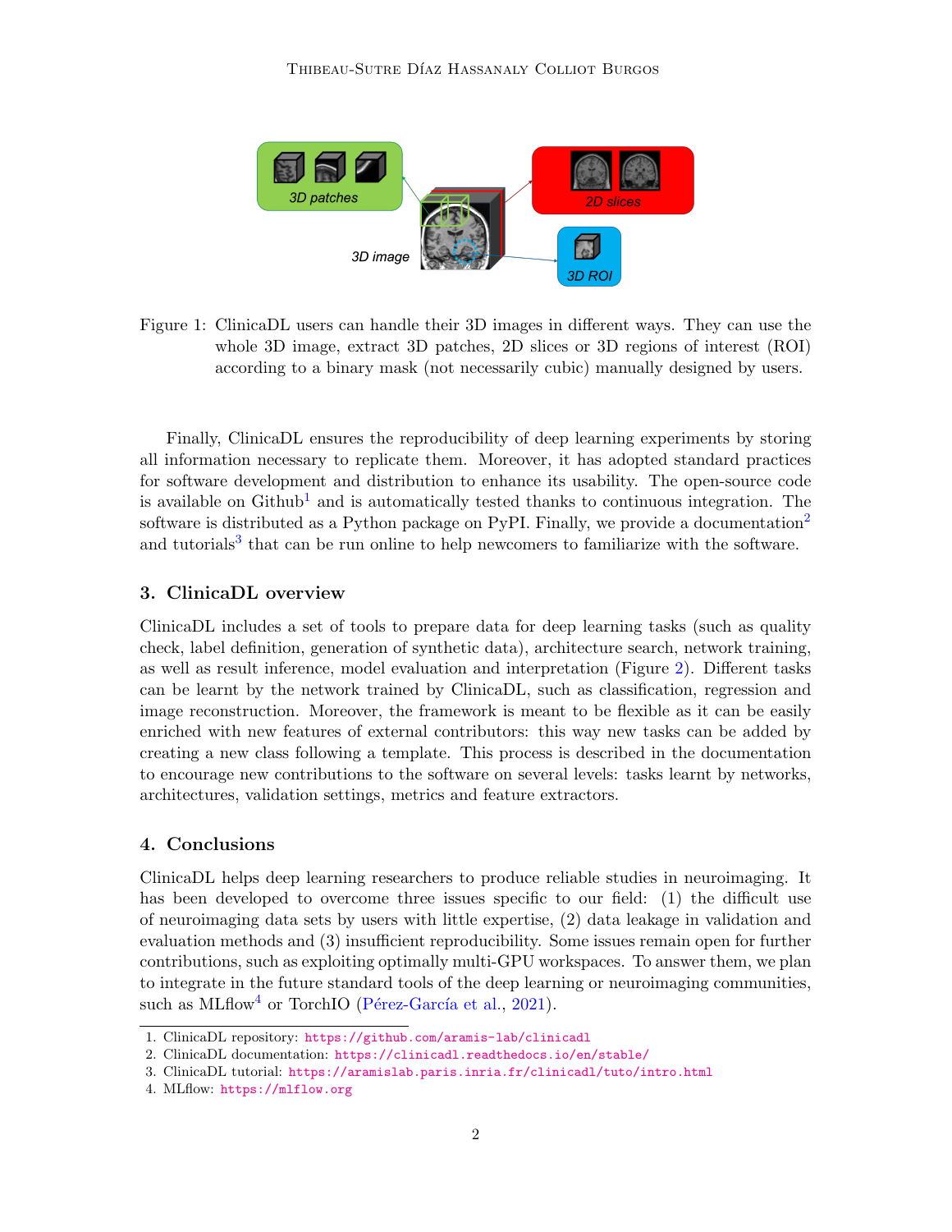Figure 1: ClinicaDL users can handle their 3D images in different ways. They can use the whole 3D image, extract 3D patches, 2D slices or 3D regions of interest (ROI) according to a binary mask (not necessarily cubic) manually designed by users.

Finally, ClinicaDL ensures the reproducibility of deep learning experiments by storing all information necessary to replicate them. Moreover, it has adopted standard practices for software development and distribution to enhance its usability. The open-source code is available on Github[1] and is automatically tested thanks to continuous integration. The software is distributed as a Python package on PyPI. Finally, we provide a documentation[2] and tutorials[3] that can be run online to help newcomers to familiarize with the software.

## 3. ClinicaDL overview

ClinicaDL includes a set of tools to prepare data for deep learning tasks (such as quality check, label definition, generation of synthetic data), architecture search, network training, as well as result inference, model evaluation and interpretation (Figure 2). Different tasks can be learnt by the network trained by ClinicaDL, such as classification, regression and image reconstruction. Moreover, the framework is meant to be flexible as it can be easily enriched with new features of external contributors: this way new tasks can be added by creating a new class following a template. This process is described in the documentation to encourage new contributions to the software on several levels: tasks learnt by networks, architectures, validation settings, metrics and feature extractors.

## 4. Conclusions

ClinicaDL helps deep learning researchers to produce reliable studies in neuroimaging. It has been developed to overcome three issues specific to our field: (1) the difficult use of neuroimaging data sets by users with little expertise, (2) data leakage in validation and evaluation methods and (3) insufficient reproducibility. Some issues remain open for further contributions, such as exploiting optimally multi-GPU workspaces. To answer them, we plan to integrate in the future standard tools of the deep learning or neuroimaging communities, such as MLflow[4] or TorchIO (Pérez-García et al., 2021).

1. ClinicaDL repository: https://github.com/aramis-lab/clinicadl
2. ClinicaDL documentation: https://clinicadl.readthedocs.io/en/stable/
3. ClinicaDL tutorial: https://aramislab.paris.inria.fr/clinicadl/tuto/intro.html
4. MLflow: https://mlflow.org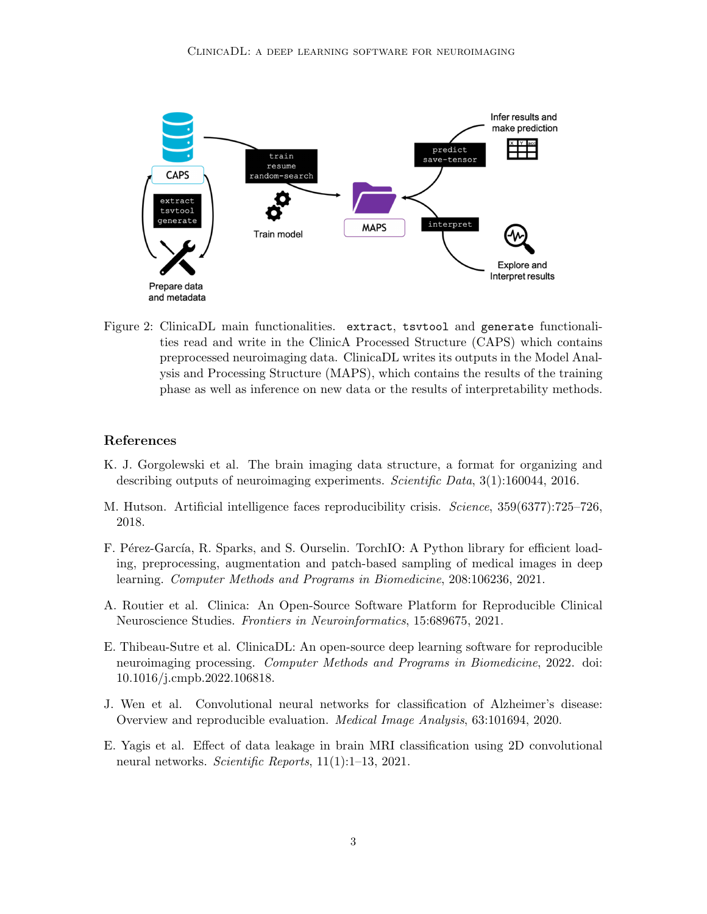CAPS

extract
tsvtool
generate

Prepare data
and metadata

train
resume
random-search

Train model

MAPS

predict
save-tensor

Infer results and
make prediction

interpret

Explore and
Interpret results

Figure 2: ClinicaDL main functionalities. `extract`, `tsvtool` and `generate` functionalities read and write in the ClinicA Processed Structure (CAPS) which contains preprocessed neuroimaging data. ClinicaDL writes its outputs in the Model Analysis and Processing Structure (MAPS), which contains the results of the training phase as well as inference on new data or the results of interpretability methods.

## References

K. J. Gorgolewski et al. The brain imaging data structure, a format for organizing and describing outputs of neuroimaging experiments. *Scientific Data*, 3(1):160044, 2016.

M. Hutson. Artificial intelligence faces reproducibility crisis. *Science*, 359(6377):725–726, 2018.

F. Pérez-García, R. Sparks, and S. Ourselin. TorchIO: A Python library for efficient loading, preprocessing, augmentation and patch-based sampling of medical images in deep learning. *Computer Methods and Programs in Biomedicine*, 208:106236, 2021.

A. Routier et al. Clinica: An Open-Source Software Platform for Reproducible Clinical Neuroscience Studies. *Frontiers in Neuroinformatics*, 15:689675, 2021.

E. Thibeau-Sutre et al. ClinicaDL: An open-source deep learning software for reproducible neuroimaging processing. *Computer Methods and Programs in Biomedicine*, 2022. doi: 10.1016/j.cmpb.2022.106818.

J. Wen et al. Convolutional neural networks for classification of Alzheimer's disease: Overview and reproducible evaluation. *Medical Image Analysis*, 63:101694, 2020.

E. Yagis et al. Effect of data leakage in brain MRI classification using 2D convolutional neural networks. *Scientific Reports*, 11(1):1–13, 2021.